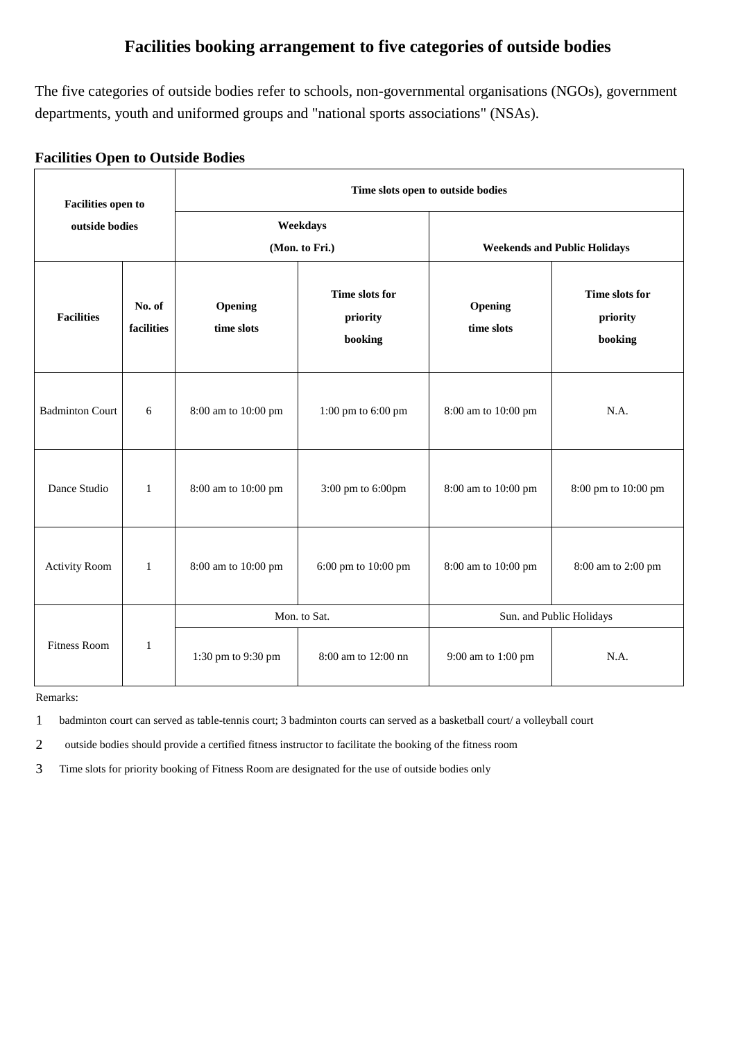# Facilities booking arrangement to five categories of outside bodies

The five categories of outside bodies refer to schools, non-governmental organisations (NGOs), government departments, youth and uniformed groups and "national sports associations" (NSAs).

## Facilities Open to Outside Bodies

| Facilities open to outside bodies | | Time slots open to outside bodies | | | |
|---|---|---|---|---|---|
| | | Weekdays (Mon. to Fri.) | | Weekends and Public Holidays | |
| **Facilities** | **No. of facilities** | **Opening time slots** | **Time slots for priority booking** | **Opening time slots** | **Time slots for priority booking** |
| Badminton Court | 6 | 8:00 am to 10:00 pm | 1:00 pm to 6:00 pm | 8:00 am to 10:00 pm | N.A. |
| Dance Studio | 1 | 8:00 am to 10:00 pm | 3:00 pm to 6:00pm | 8:00 am to 10:00 pm | 8:00 pm to 10:00 pm |
| Activity Room | 1 | 8:00 am to 10:00 pm | 6:00 pm to 10:00 pm | 8:00 am to 10:00 pm | 8:00 am to 2:00 pm |
| Fitness Room | 1 | Mon. to Sat. | | Sun. and Public Holidays | |
| | | 1:30 pm to 9:30 pm | 8:00 am to 12:00 nn | 9:00 am to 1:00 pm | N.A. |

Remarks:

1 badminton court can served as table-tennis court; 3 badminton courts can served as a basketball court/ a volleyball court

2 outside bodies should provide a certified fitness instructor to facilitate the booking of the fitness room

3 Time slots for priority booking of Fitness Room are designated for the use of outside bodies only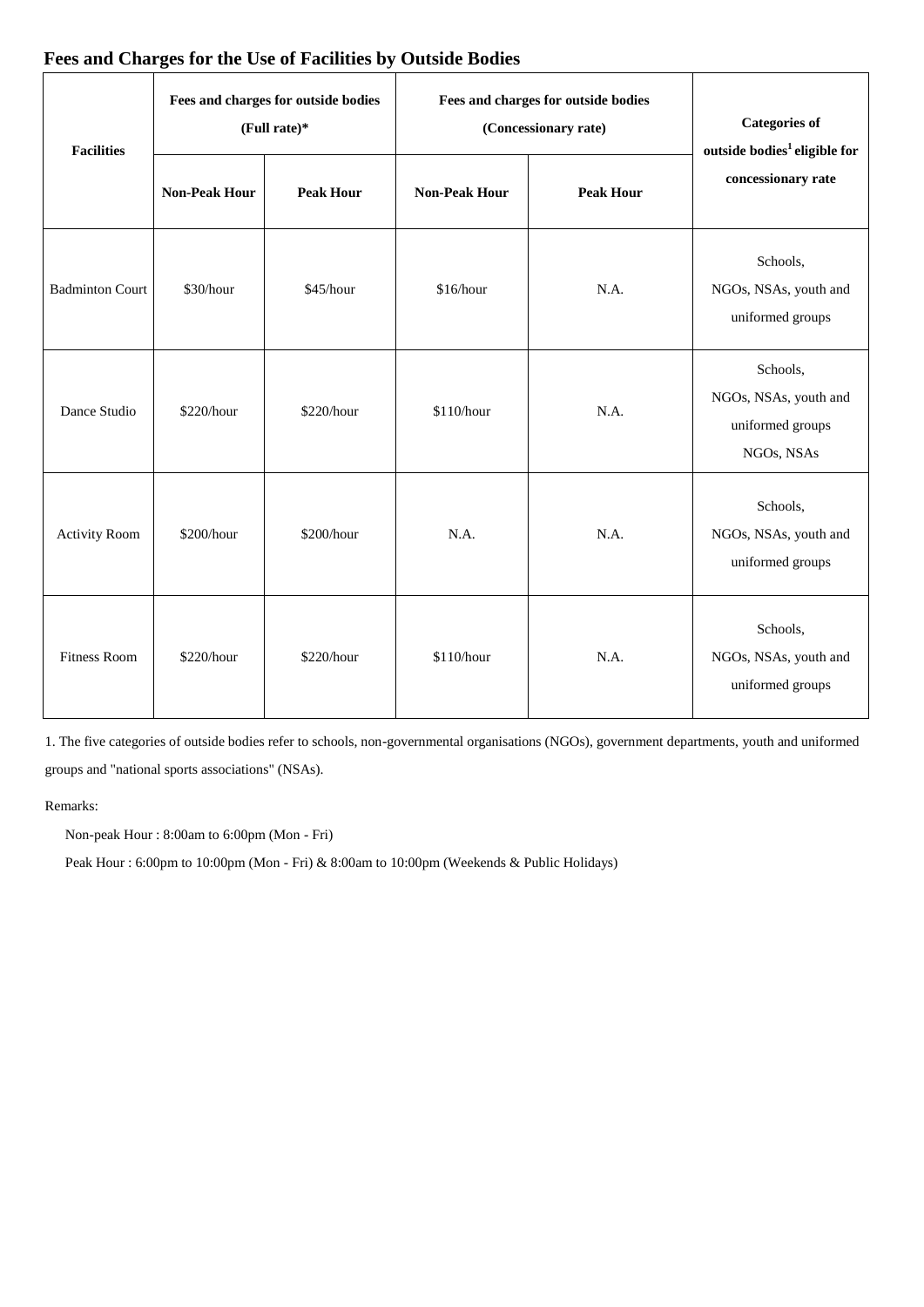## Fees and Charges for the Use of Facilities by Outside Bodies

| Facilities | Fees and charges for outside bodies (Full rate)* | | Fees and charges for outside bodies (Concessionary rate) | | Categories of outside bodies[1] eligible for concessionary rate |
|---|---|---|---|---|---|
| | Non-Peak Hour | Peak Hour | Non-Peak Hour | Peak Hour | |
| Badminton Court | $30/hour | $45/hour | $16/hour | N.A. | Schools, NGOs, NSAs, youth and uniformed groups |
| Dance Studio | $220/hour | $220/hour | $110/hour | N.A. | Schools, NGOs, NSAs, youth and uniformed groups NGOs, NSAs |
| Activity Room | $200/hour | $200/hour | N.A. | N.A. | Schools, NGOs, NSAs, youth and uniformed groups |
| Fitness Room | $220/hour | $220/hour | $110/hour | N.A. | Schools, NGOs, NSAs, youth and uniformed groups |

1. The five categories of outside bodies refer to schools, non-governmental organisations (NGOs), government departments, youth and uniformed groups and "national sports associations" (NSAs).

Remarks:

Non-peak Hour : 8:00am to 6:00pm (Mon - Fri)

Peak Hour : 6:00pm to 10:00pm (Mon - Fri) & 8:00am to 10:00pm (Weekends & Public Holidays)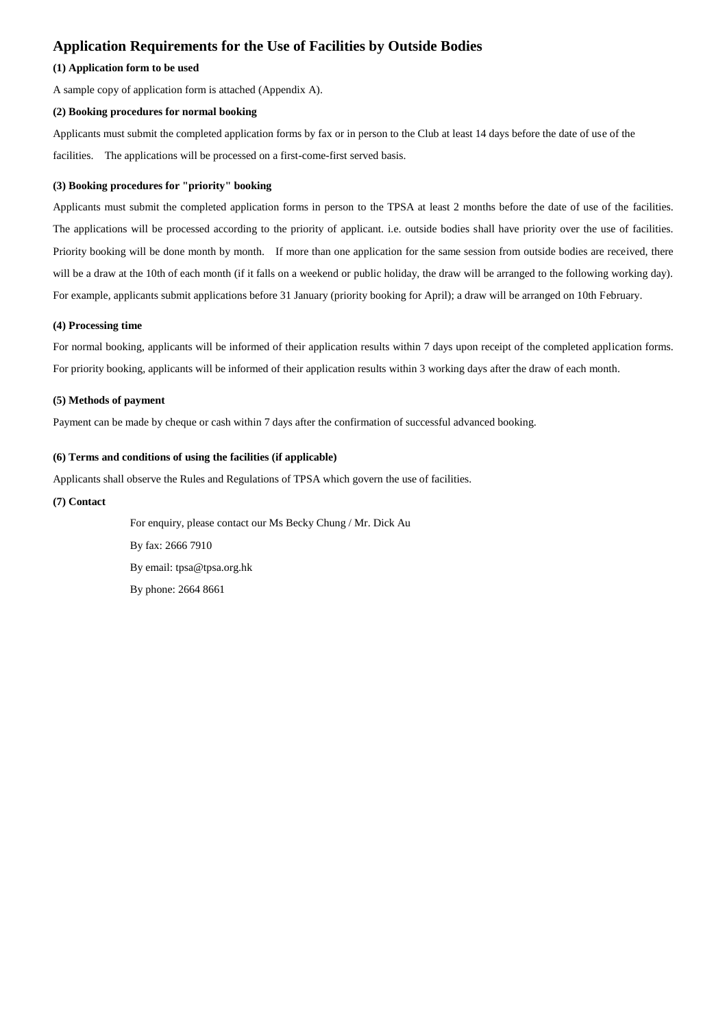## Application Requirements for the Use of Facilities by Outside Bodies

**(1) Application form to be used**

A sample copy of application form is attached (Appendix A).

**(2) Booking procedures for normal booking**

Applicants must submit the completed application forms by fax or in person to the Club at least 14 days before the date of use of the facilities. The applications will be processed on a first-come-first served basis.

**(3) Booking procedures for "priority" booking**

Applicants must submit the completed application forms in person to the TPSA at least 2 months before the date of use of the facilities. The applications will be processed according to the priority of applicant. i.e. outside bodies shall have priority over the use of facilities. Priority booking will be done month by month. If more than one application for the same session from outside bodies are received, there will be a draw at the 10th of each month (if it falls on a weekend or public holiday, the draw will be arranged to the following working day). For example, applicants submit applications before 31 January (priority booking for April); a draw will be arranged on 10th February.

**(4) Processing time**

For normal booking, applicants will be informed of their application results within 7 days upon receipt of the completed application forms. For priority booking, applicants will be informed of their application results within 3 working days after the draw of each month.

**(5) Methods of payment**

Payment can be made by cheque or cash within 7 days after the confirmation of successful advanced booking.

**(6) Terms and conditions of using the facilities (if applicable)**

Applicants shall observe the Rules and Regulations of TPSA which govern the use of facilities.

**(7) Contact**

For enquiry, please contact our Ms Becky Chung / Mr. Dick Au

By fax: 2666 7910

By email: tpsa@tpsa.org.hk

By phone: 2664 8661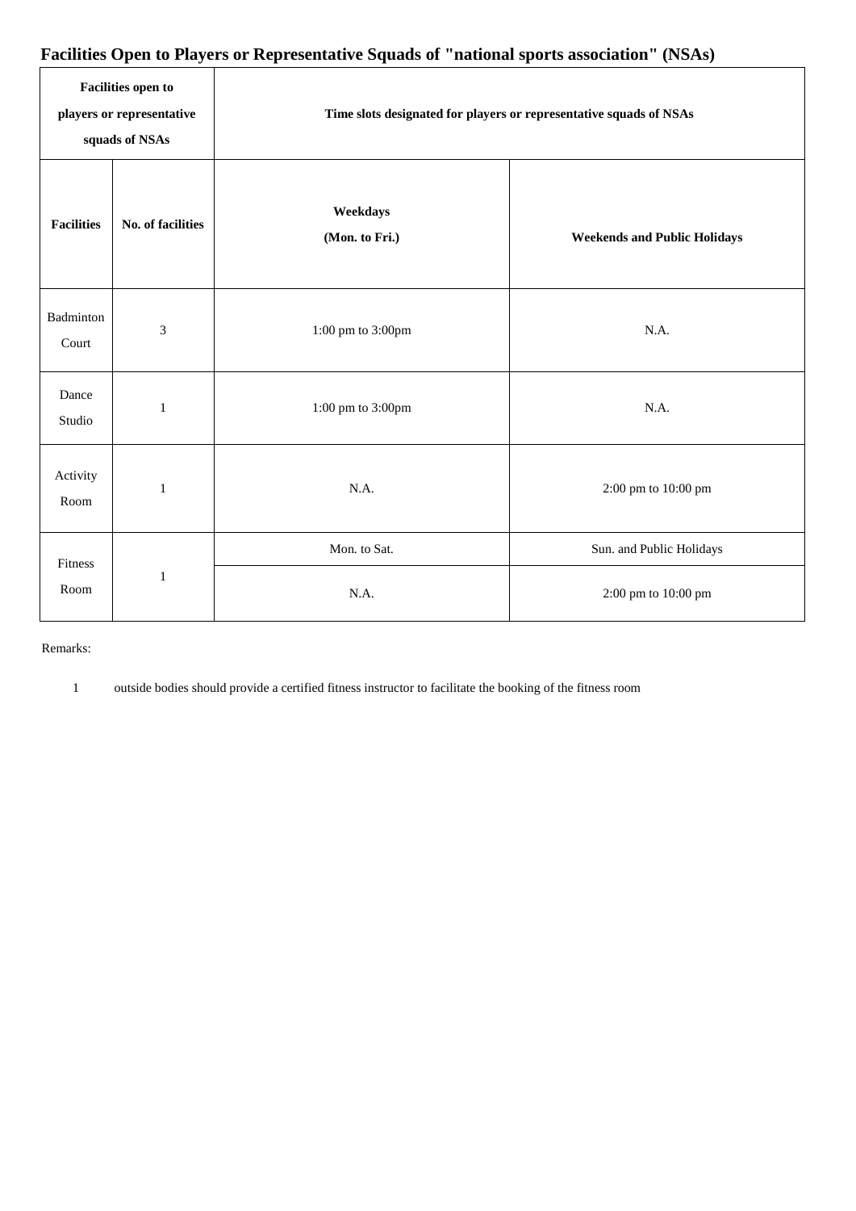## Facilities Open to Players or Representative Squads of "national sports association" (NSAs)

| Facilities open to players or representative squads of NSAs | | Time slots designated for players or representative squads of NSAs | |
|---|---|---|---|
| **Facilities** | **No. of facilities** | **Weekdays (Mon. to Fri.)** | **Weekends and Public Holidays** |
| Badminton Court | 3 | 1:00 pm to 3:00pm | N.A. |
| Dance Studio | 1 | 1:00 pm to 3:00pm | N.A. |
| Activity Room | 1 | N.A. | 2:00 pm to 10:00 pm |
| Fitness Room | 1 | Mon. to Sat. | Sun. and Public Holidays |
| | | N.A. | 2:00 pm to 10:00 pm |

Remarks:

1 outside bodies should provide a certified fitness instructor to facilitate the booking of the fitness room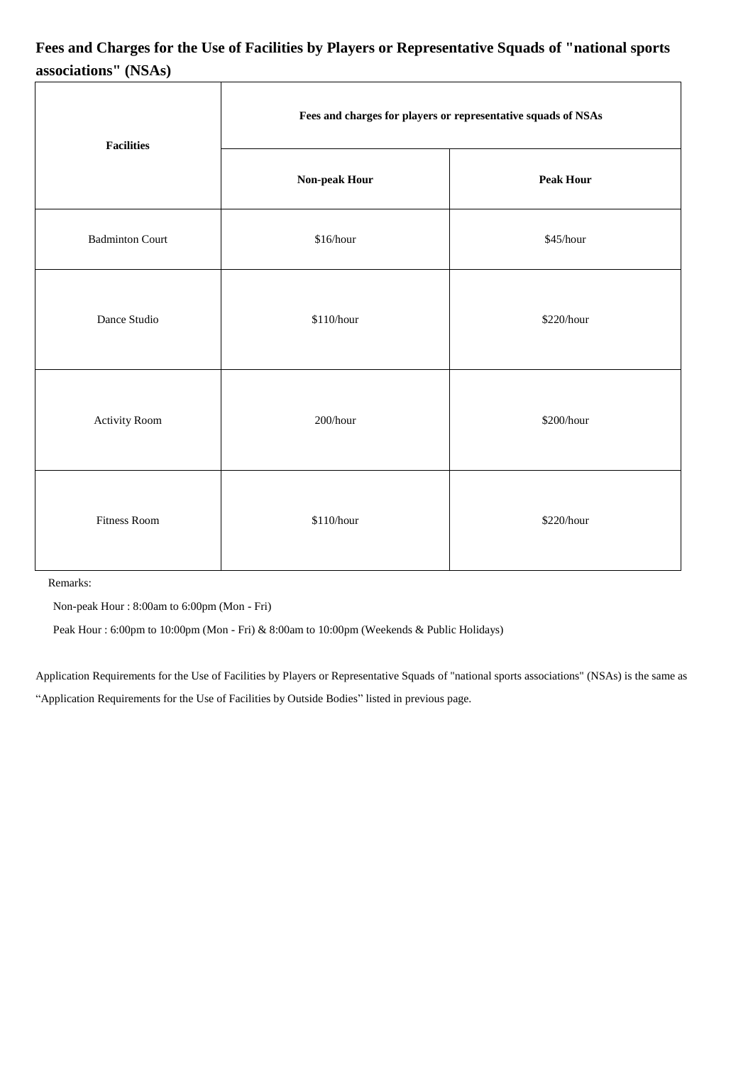## Fees and Charges for the Use of Facilities by Players or Representative Squads of "national sports associations" (NSAs)

| Facilities | Fees and charges for players or representative squads of NSAs | |
|---|---|---|
| | Non-peak Hour | Peak Hour |
| Badminton Court | $16/hour | $45/hour |
| Dance Studio | $110/hour | $220/hour |
| Activity Room | 200/hour | $200/hour |
| Fitness Room | $110/hour | $220/hour |

Remarks:

Non-peak Hour : 8:00am to 6:00pm (Mon - Fri)

Peak Hour : 6:00pm to 10:00pm (Mon - Fri) & 8:00am to 10:00pm (Weekends & Public Holidays)

Application Requirements for the Use of Facilities by Players or Representative Squads of "national sports associations" (NSAs) is the same as "Application Requirements for the Use of Facilities by Outside Bodies" listed in previous page.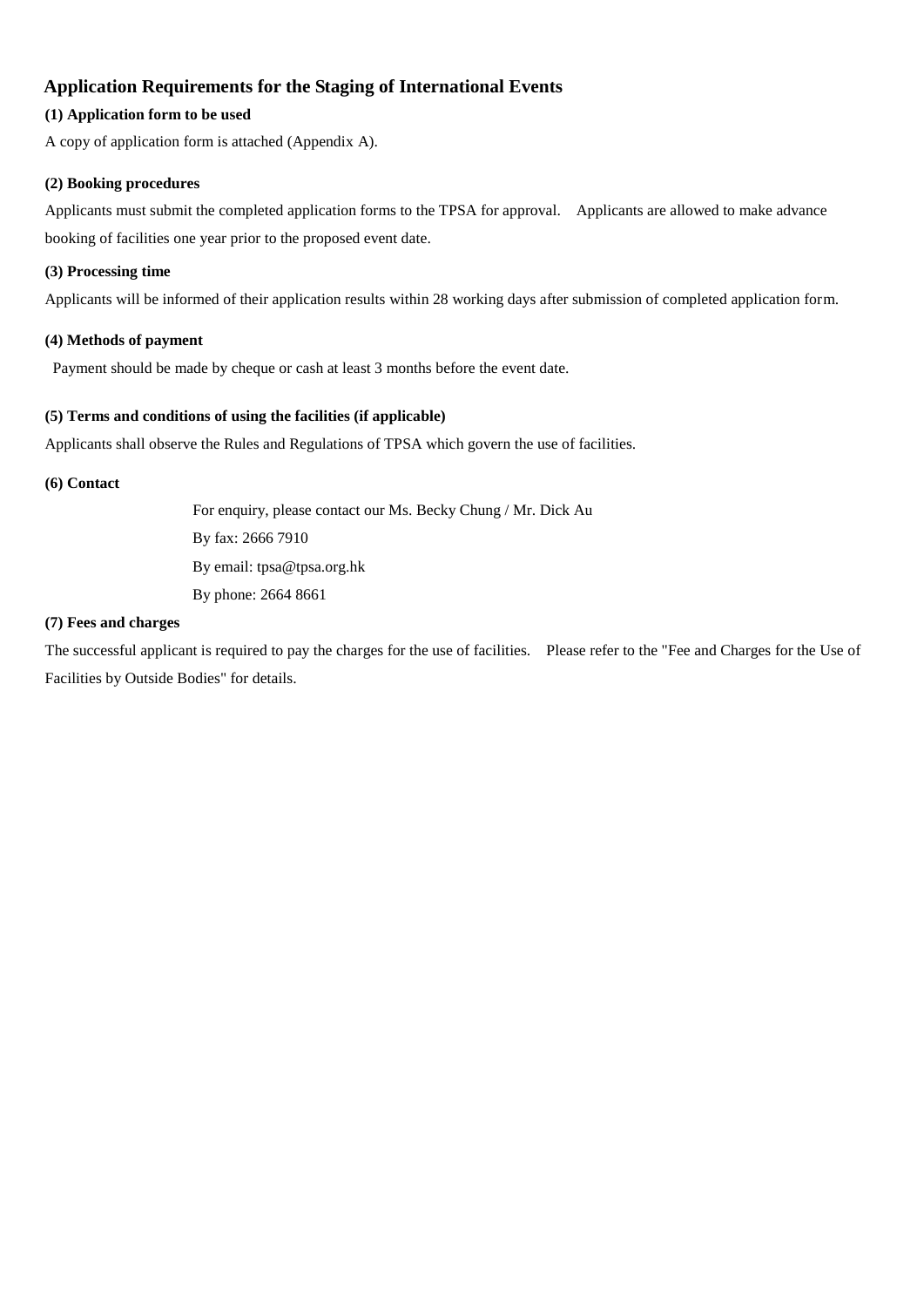## Application Requirements for the Staging of International Events

### (1) Application form to be used

A copy of application form is attached (Appendix A).

### (2) Booking procedures

Applicants must submit the completed application forms to the TPSA for approval. Applicants are allowed to make advance booking of facilities one year prior to the proposed event date.

### (3) Processing time

Applicants will be informed of their application results within 28 working days after submission of completed application form.

### (4) Methods of payment

Payment should be made by cheque or cash at least 3 months before the event date.

### (5) Terms and conditions of using the facilities (if applicable)

Applicants shall observe the Rules and Regulations of TPSA which govern the use of facilities.

### (6) Contact

For enquiry, please contact our Ms. Becky Chung / Mr. Dick Au

By fax: 2666 7910

By email: tpsa@tpsa.org.hk

By phone: 2664 8661

### (7) Fees and charges

The successful applicant is required to pay the charges for the use of facilities. Please refer to the "Fee and Charges for the Use of Facilities by Outside Bodies" for details.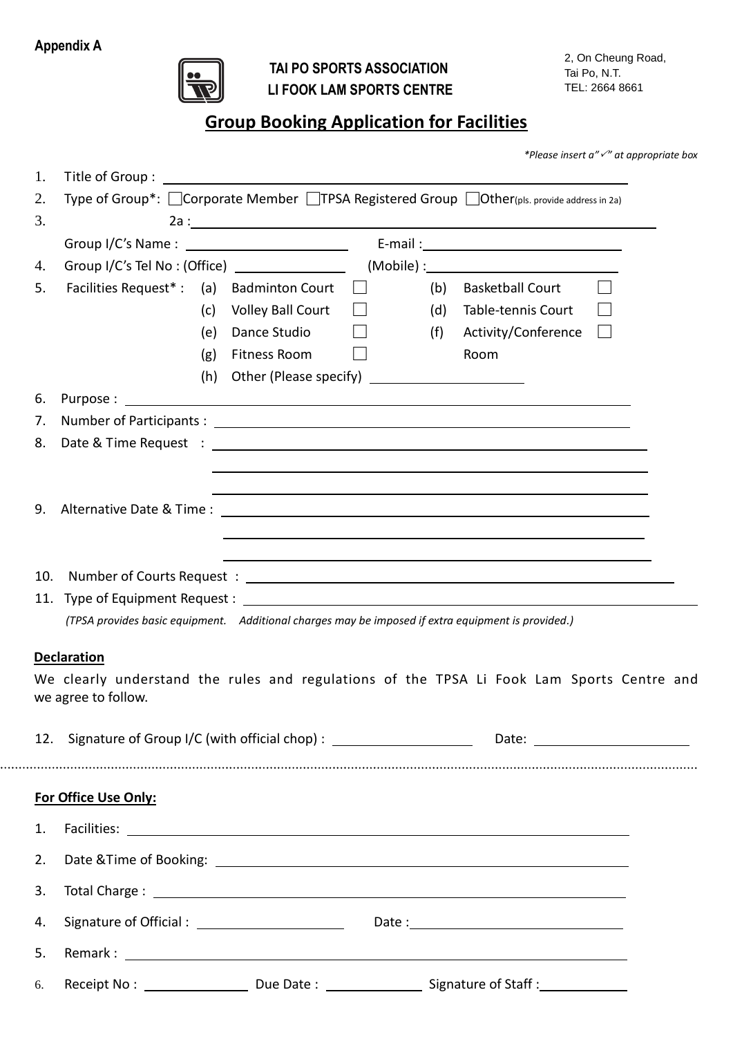**Appendix A**

**TAI PO SPORTS ASSOCIATION**
**LI FOOK LAM SPORTS CENTRE**

2, On Cheung Road,
Tai Po, N.T.
TEL: 2664 8661

## Group Booking Application for Facilities

*\*Please insert a"✓" at appropriate box*

1. Title of Group : ______________________
2. Type of Group\*: ☐Corporate Member ☐TPSA Registered Group ☐Other(pls. provide address in 2a)
3. 2a : ______________________

   Group I/C's Name : ______________ E-mail : ______________
4. Group I/C's Tel No : (Office) ______________ (Mobile) : ______________
5. Facilities Request\* :
   - (a) Badminton Court ☐
   - (b) Basketball Court ☐
   - (c) Volley Ball Court ☐
   - (d) Table-tennis Court ☐
   - (e) Dance Studio ☐
   - (f) Activity/Conference Room ☐
   - (g) Fitness Room ☐
   - (h) Other (Please specify) ______________
6. Purpose : ______________________
7. Number of Participants : ______________________
8. Date & Time Request : ______________________
9. Alternative Date & Time : ______________________
10. Number of Courts Request : ______________________
11. Type of Equipment Request : ______________________

    *(TPSA provides basic equipment. Additional charges may be imposed if extra equipment is provided.)*

**Declaration**

We clearly understand the rules and regulations of the TPSA Li Fook Lam Sports Centre and we agree to follow.

12. Signature of Group I/C (with official chop) : ______________ Date: ______________

---

**For Office Use Only:**

1. Facilities: ______________________
2. Date &Time of Booking: ______________________
3. Total Charge : ______________________
4. Signature of Official : ______________ Date : ______________
5. Remark : ______________________
6. Receipt No : ______________ Due Date : ______________ Signature of Staff : ______________